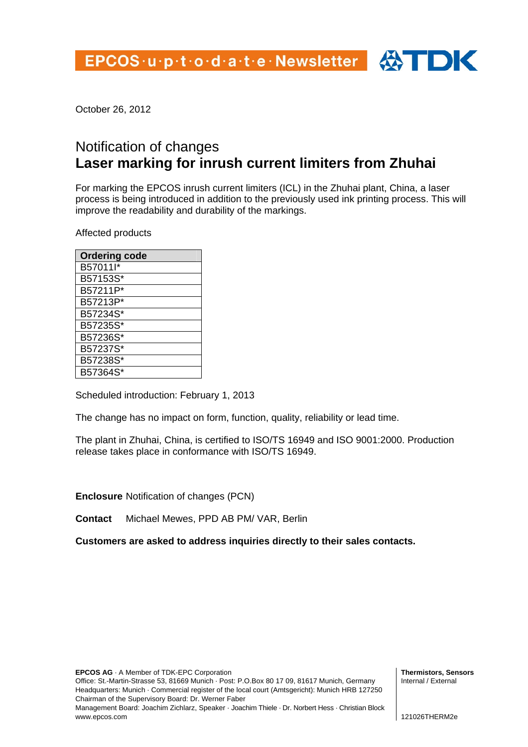EPCOS·u·p·t·o·d·a·t·e·Newsletter

October 26, 2012

# Notification of changes
## Laser marking for inrush current limiters from Zhuhai

For marking the EPCOS inrush current limiters (ICL) in the Zhuhai plant, China, a laser process is being introduced in addition to the previously used ink printing process. This will improve the readability and durability of the markings.

Affected products

| Ordering code |
| --- |
| B57011I* |
| B57153S* |
| B57211P* |
| B57213P* |
| B57234S* |
| B57235S* |
| B57236S* |
| B57237S* |
| B57238S* |
| B57364S* |

Scheduled introduction: February 1, 2013

The change has no impact on form, function, quality, reliability or lead time.

The plant in Zhuhai, China, is certified to ISO/TS 16949 and ISO 9001:2000. Production release takes place in conformance with ISO/TS 16949.

**Enclosure** Notification of changes (PCN)

**Contact** Michael Mewes, PPD AB PM/ VAR, Berlin

**Customers are asked to address inquiries directly to their sales contacts.**

**EPCOS AG** · A Member of TDK-EPC Corporation
Office: St.-Martin-Strasse 53, 81669 Munich · Post: P.O.Box 80 17 09, 81617 Munich, Germany
Headquarters: Munich · Commercial register of the local court (Amtsgericht): Munich HRB 127250
Chairman of the Supervisory Board: Dr. Werner Faber
Management Board: Joachim Zichlarz, Speaker · Joachim Thiele · Dr. Norbert Hess · Christian Block
www.epcos.com

**Thermistors, Sensors**
Internal / External

121026THERM2e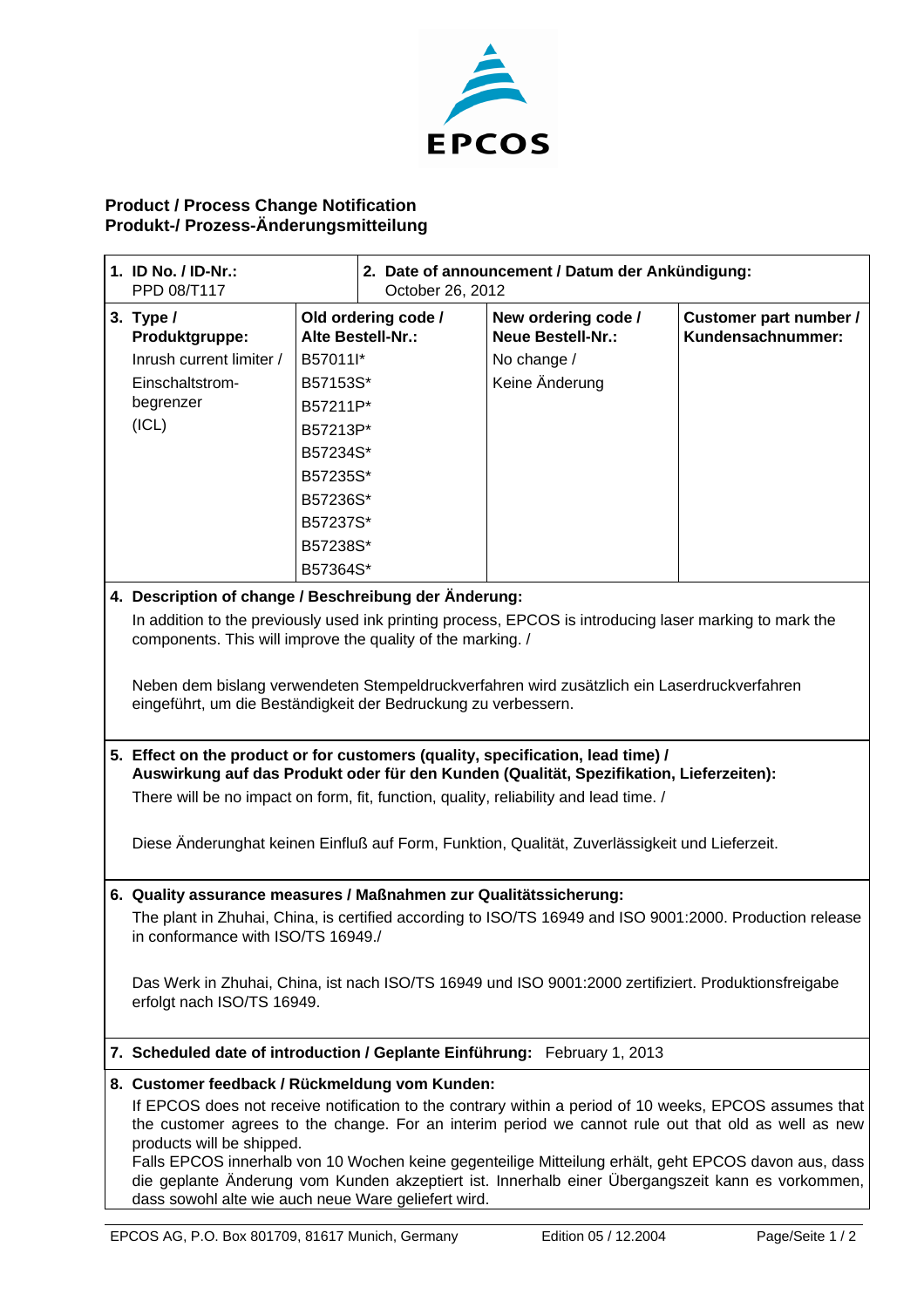EPCOS

## Product / Process Change Notification
## Produkt-/ Prozess-Änderungsmitteilung

| **1. ID No. / ID-Nr.:** PPD 08/T117 | **2. Date of announcement / Datum der Ankündigung:** October 26, 2012 | | |
|---|---|---|---|
| **3. Type / Produktgruppe:** | **Old ordering code / Alte Bestell-Nr.:** | **New ordering code / Neue Bestell-Nr.:** | **Customer part number / Kundensachnummer:** |
| Inrush current limiter / Einschaltstrom-begrenzer (ICL) | B57011I* | No change / Keine Änderung | |
| | B57153S* | | |
| | B57211P* | | |
| | B57213P* | | |
| | B57234S* | | |
| | B57235S* | | |
| | B57236S* | | |
| | B57237S* | | |
| | B57238S* | | |
| | B57364S* | | |

**4. Description of change / Beschreibung der Änderung:**

In addition to the previously used ink printing process, EPCOS is introducing laser marking to mark the components. This will improve the quality of the marking. /

Neben dem bislang verwendeten Stempeldruckverfahren wird zusätzlich ein Laserdruckverfahren eingeführt, um die Beständigkeit der Bedruckung zu verbessern.

**5. Effect on the product or for customers (quality, specification, lead time) / Auswirkung auf das Produkt oder für den Kunden (Qualität, Spezifikation, Lieferzeiten):**

There will be no impact on form, fit, function, quality, reliability and lead time. /

Diese Änderunghat keinen Einfluß auf Form, Funktion, Qualität, Zuverlässigkeit und Lieferzeit.

**6. Quality assurance measures / Maßnahmen zur Qualitätssicherung:**

The plant in Zhuhai, China, is certified according to ISO/TS 16949 and ISO 9001:2000. Production release in conformance with ISO/TS 16949./

Das Werk in Zhuhai, China, ist nach ISO/TS 16949 und ISO 9001:2000 zertifiziert. Produktionsfreigabe erfolgt nach ISO/TS 16949.

**7. Scheduled date of introduction / Geplante Einführung:** February 1, 2013

**8. Customer feedback / Rückmeldung vom Kunden:**

If EPCOS does not receive notification to the contrary within a period of 10 weeks, EPCOS assumes that the customer agrees to the change. For an interim period we cannot rule out that old as well as new products will be shipped.

Falls EPCOS innerhalb von 10 Wochen keine gegenteilige Mitteilung erhält, geht EPCOS davon aus, dass die geplante Änderung vom Kunden akzeptiert ist. Innerhalb einer Übergangszeit kann es vorkommen, dass sowohl alte wie auch neue Ware geliefert wird.

EPCOS AG, P.O. Box 801709, 81617 Munich, Germany — Edition 05 / 12.2004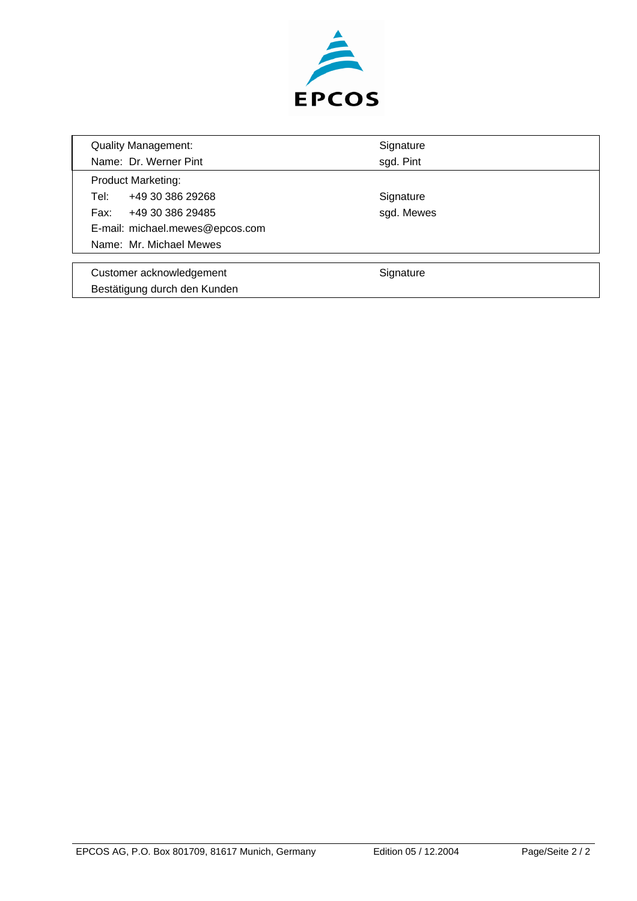**EPCOS**

| | |
|---|---|
| Quality Management: | Signature |
| Name: Dr. Werner Pint | sgd. Pint |
| Product Marketing: | |
| Tel: +49 30 386 29268 | Signature |
| Fax: +49 30 386 29485 | sgd. Mewes |
| E-mail: michael.mewes@epcos.com | |
| Name: Mr. Michael Mewes | |

| | |
|---|---|
| Customer acknowledgement | Signature |
| Bestätigung durch den Kunden | |

EPCOS AG, P.O. Box 801709, 81617 Munich, Germany    Edition 05 / 12.2004